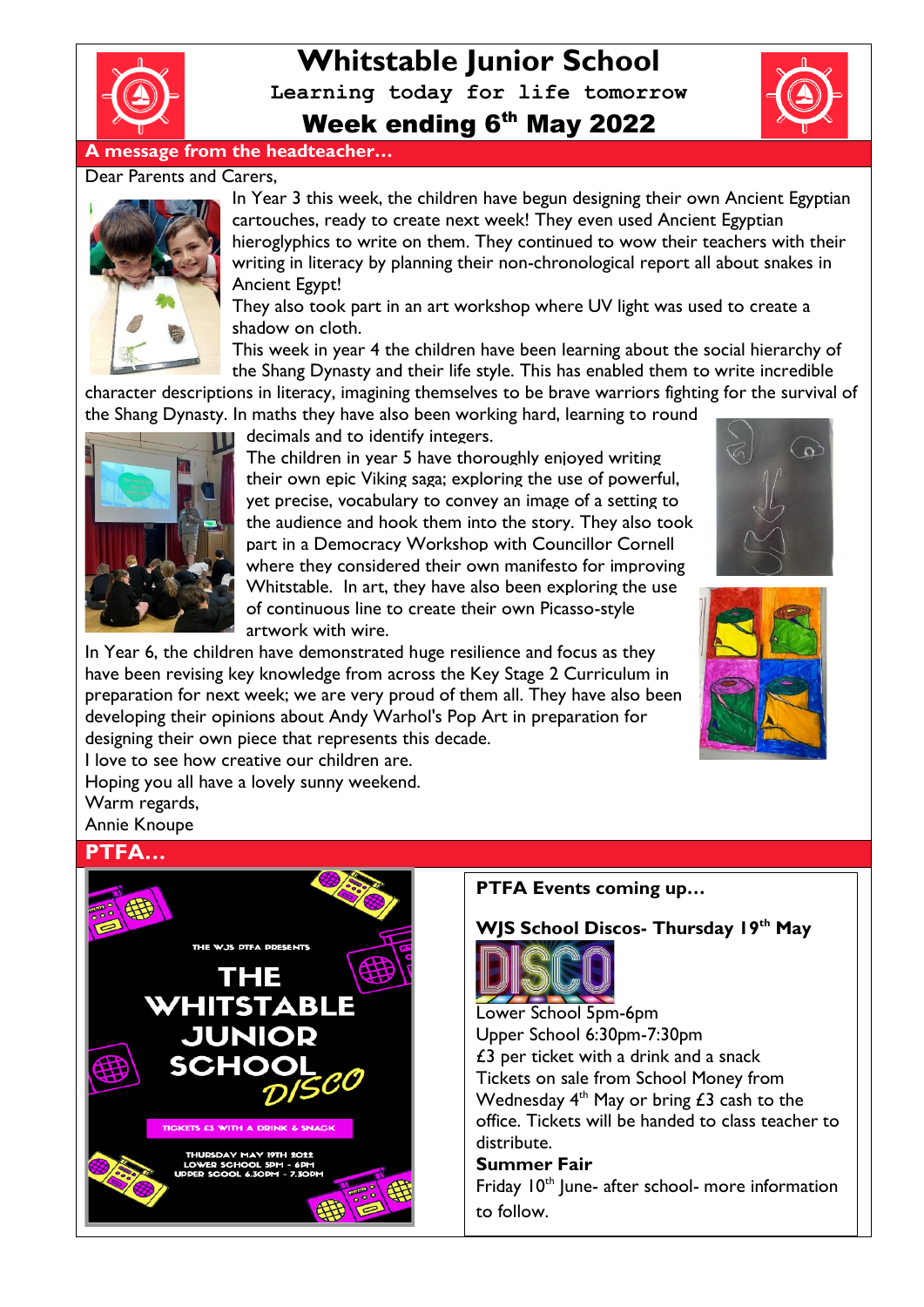# Whitstable Junior School

**Learning today for life tomorrow**

## Week ending 6th May 2022

## A message from the headteacher…

Dear Parents and Carers,

In Year 3 this week, the children have begun designing their own Ancient Egyptian cartouches, ready to create next week! They even used Ancient Egyptian hieroglyphics to write on them. They continued to wow their teachers with their writing in literacy by planning their non-chronological report all about snakes in Ancient Egypt!

They also took part in an art workshop where UV light was used to create a shadow on cloth.

This week in year 4 the children have been learning about the social hierarchy of the Shang Dynasty and their life style. This has enabled them to write incredible character descriptions in literacy, imagining themselves to be brave warriors fighting for the survival of the Shang Dynasty. In maths they have also been working hard, learning to round decimals and to identify integers.

The children in year 5 have thoroughly enjoyed writing their own epic Viking saga; exploring the use of powerful, yet precise, vocabulary to convey an image of a setting to the audience and hook them into the story. They also took part in a Democracy Workshop with Councillor Cornell where they considered their own manifesto for improving Whitstable. In art, they have also been exploring the use of continuous line to create their own Picasso-style artwork with wire.

In Year 6, the children have demonstrated huge resilience and focus as they have been revising key knowledge from across the Key Stage 2 Curriculum in preparation for next week; we are very proud of them all. They have also been developing their opinions about Andy Warhol's Pop Art in preparation for designing their own piece that represents this decade.

I love to see how creative our children are.

Hoping you all have a lovely sunny weekend.

Warm regards,

Annie Knoupe

## PTFA…

THE WJS PTFA PRESENTS

THE WHITSTABLE JUNIOR SCHOOL DISCO

TICKETS £3 WITH A DRINK & SNACK

THURSDAY MAY 19TH 2022
LOWER SCHOOL 5PM - 6PM
UPPER SCOOL 6.30PM - 7.30PM

**PTFA Events coming up…**

**WJS School Discos- Thursday 19th May**

Lower School 5pm-6pm
Upper School 6:30pm-7:30pm
£3 per ticket with a drink and a snack
Tickets on sale from School Money from Wednesday 4th May or bring £3 cash to the office. Tickets will be handed to class teacher to distribute.

**Summer Fair**

Friday 10th June- after school- more information to follow.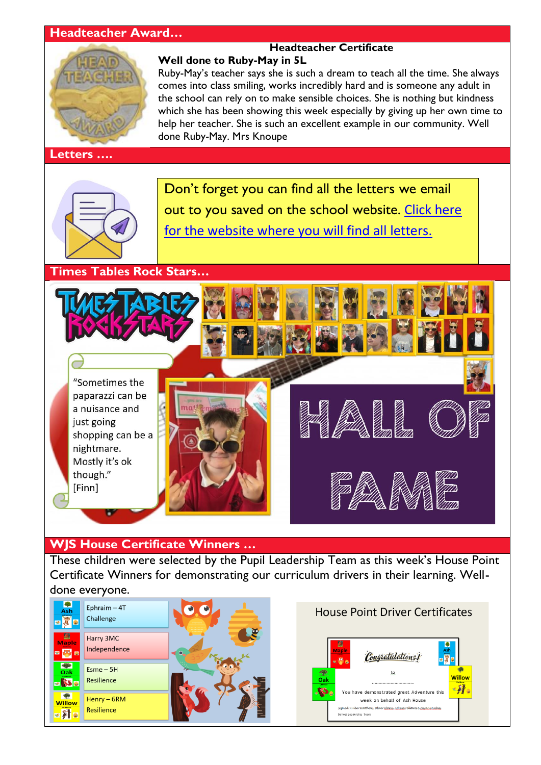## Headteacher Award…

**Headteacher Certificate**

**Well done to Ruby-May in 5L**

Ruby-May's teacher says she is such a dream to teach all the time. She always comes into class smiling, works incredibly hard and is someone any adult in the school can rely on to make sensible choices. She is nothing but kindness which she has been showing this week especially by giving up her own time to help her teacher. She is such an excellent example in our community. Well done Ruby-May. Mrs Knoupe

## Letters ….

Don't forget you can find all the letters we email out to you saved on the school website. [Click here for the website where you will find all letters.]()

## Times Tables Rock Stars…

"Sometimes the paparazzi can be a nuisance and just going shopping can be a nightmare. Mostly it's ok though." [Finn]

HALL OF FAME

## WJS House Certificate Winners …

These children were selected by the Pupil Leadership Team as this week's House Point Certificate Winners for demonstrating our curriculum drivers in their learning. Well-done everyone.

| House | Winner |
| --- | --- |
| Ash | Ephraim – 4T Challenge |
| Maple | Harry 3MC Independence |
| Oak | Esme – 5H Resilience |
| Willow | Henry – 6RM Resilience |

House Point Driver Certificates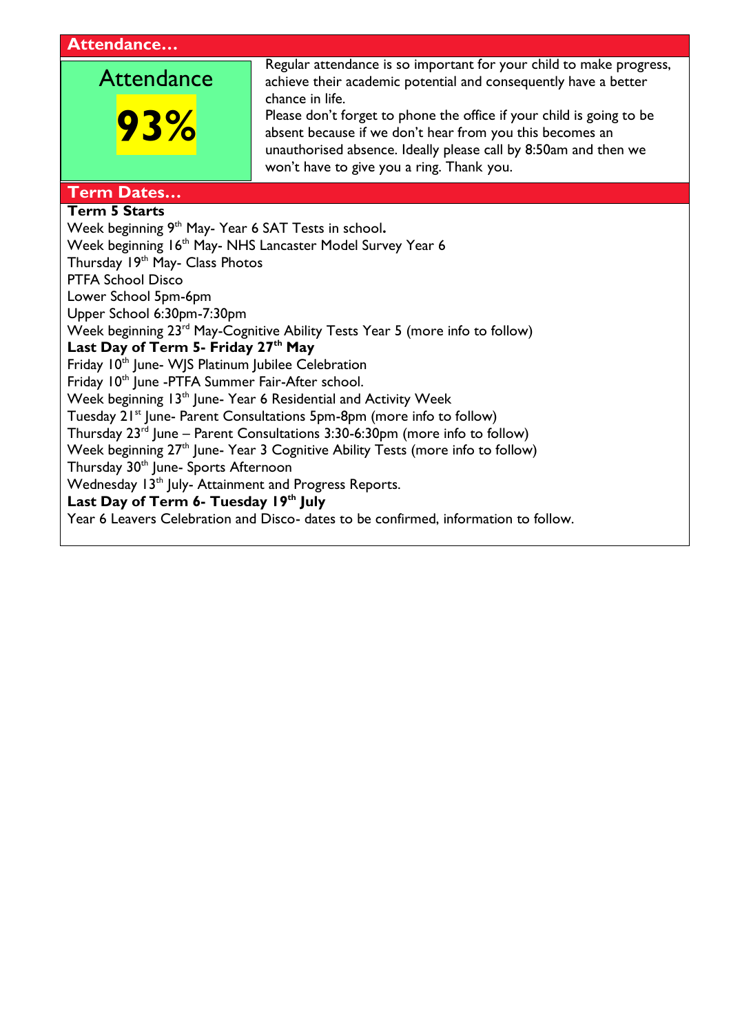## Attendance…

**Attendance**

**93%**

Regular attendance is so important for your child to make progress, achieve their academic potential and consequently have a better chance in life.

Please don't forget to phone the office if your child is going to be absent because if we don't hear from you this becomes an unauthorised absence. Ideally please call by 8:50am and then we won't have to give you a ring. Thank you.

## Term Dates…

**Term 5 Starts**

Week beginning 9th May- Year 6 SAT Tests in school**.**

Week beginning 16th May- NHS Lancaster Model Survey Year 6

Thursday 19th May- Class Photos

PTFA School Disco

Lower School 5pm-6pm

Upper School 6:30pm-7:30pm

Week beginning 23rd May-Cognitive Ability Tests Year 5 (more info to follow)

**Last Day of Term 5- Friday 27th May**

Friday 10th June- WJS Platinum Jubilee Celebration

Friday 10th June -PTFA Summer Fair-After school.

Week beginning 13th June- Year 6 Residential and Activity Week

Tuesday 21st June- Parent Consultations 5pm-8pm (more info to follow)

Thursday 23rd June – Parent Consultations 3:30-6:30pm (more info to follow)

Week beginning 27th June- Year 3 Cognitive Ability Tests (more info to follow)

Thursday 30th June- Sports Afternoon

Wednesday 13th July- Attainment and Progress Reports.

**Last Day of Term 6- Tuesday 19th July**

Year 6 Leavers Celebration and Disco- dates to be confirmed, information to follow.